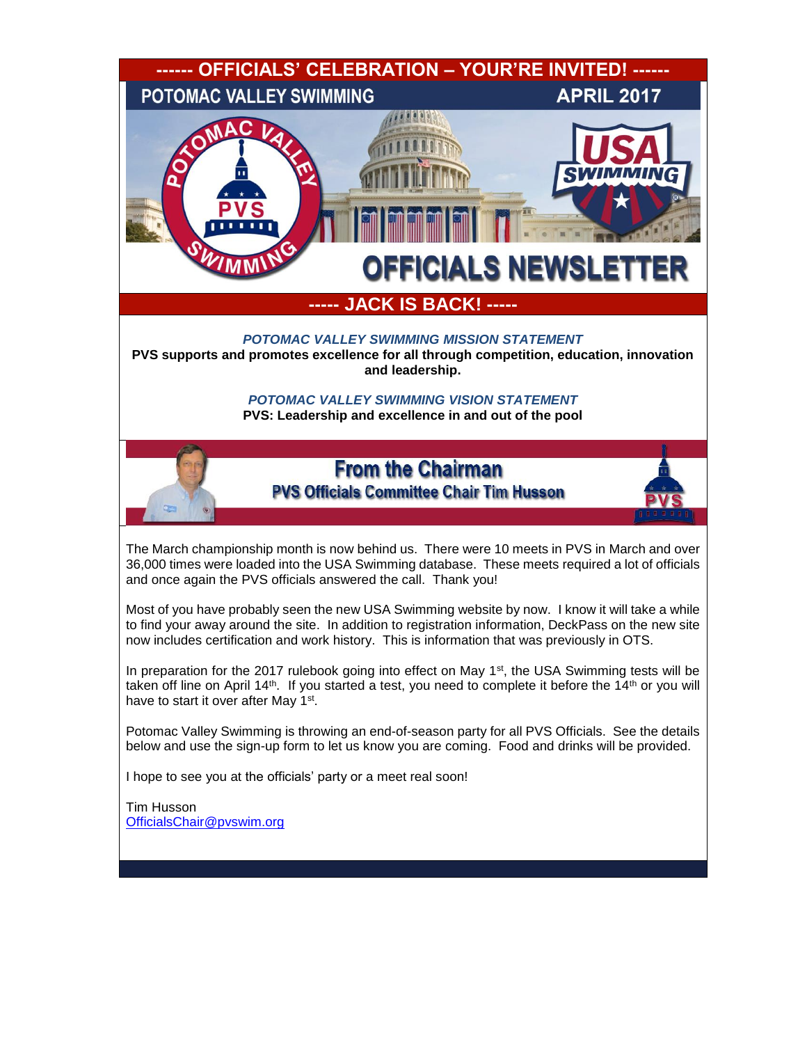**------ OFFICIALS' CELEBRATION – YOUR'RE INVITED! ------**

POTOMAC VALLEY SWIMMING APRIL 2017

# OFFICIALS NEWSLETTER

**----- JACK IS BACK! -----**

***POTOMAC VALLEY SWIMMING MISSION STATEMENT***

**PVS supports and promotes excellence for all through competition, education, innovation and leadership.**

***POTOMAC VALLEY SWIMMING VISION STATEMENT***

**PVS: Leadership and excellence in and out of the pool**

## From the Chairman

### PVS Officials Committee Chair Tim Husson

The March championship month is now behind us. There were 10 meets in PVS in March and over 36,000 times were loaded into the USA Swimming database. These meets required a lot of officials and once again the PVS officials answered the call. Thank you!

Most of you have probably seen the new USA Swimming website by now. I know it will take a while to find your away around the site. In addition to registration information, DeckPass on the new site now includes certification and work history. This is information that was previously in OTS.

In preparation for the 2017 rulebook going into effect on May 1st, the USA Swimming tests will be taken off line on April 14th. If you started a test, you need to complete it before the 14th or you will have to start it over after May 1st.

Potomac Valley Swimming is throwing an end-of-season party for all PVS Officials. See the details below and use the sign-up form to let us know you are coming. Food and drinks will be provided.

I hope to see you at the officials' party or a meet real soon!

Tim Husson
OfficialsChair@pvswim.org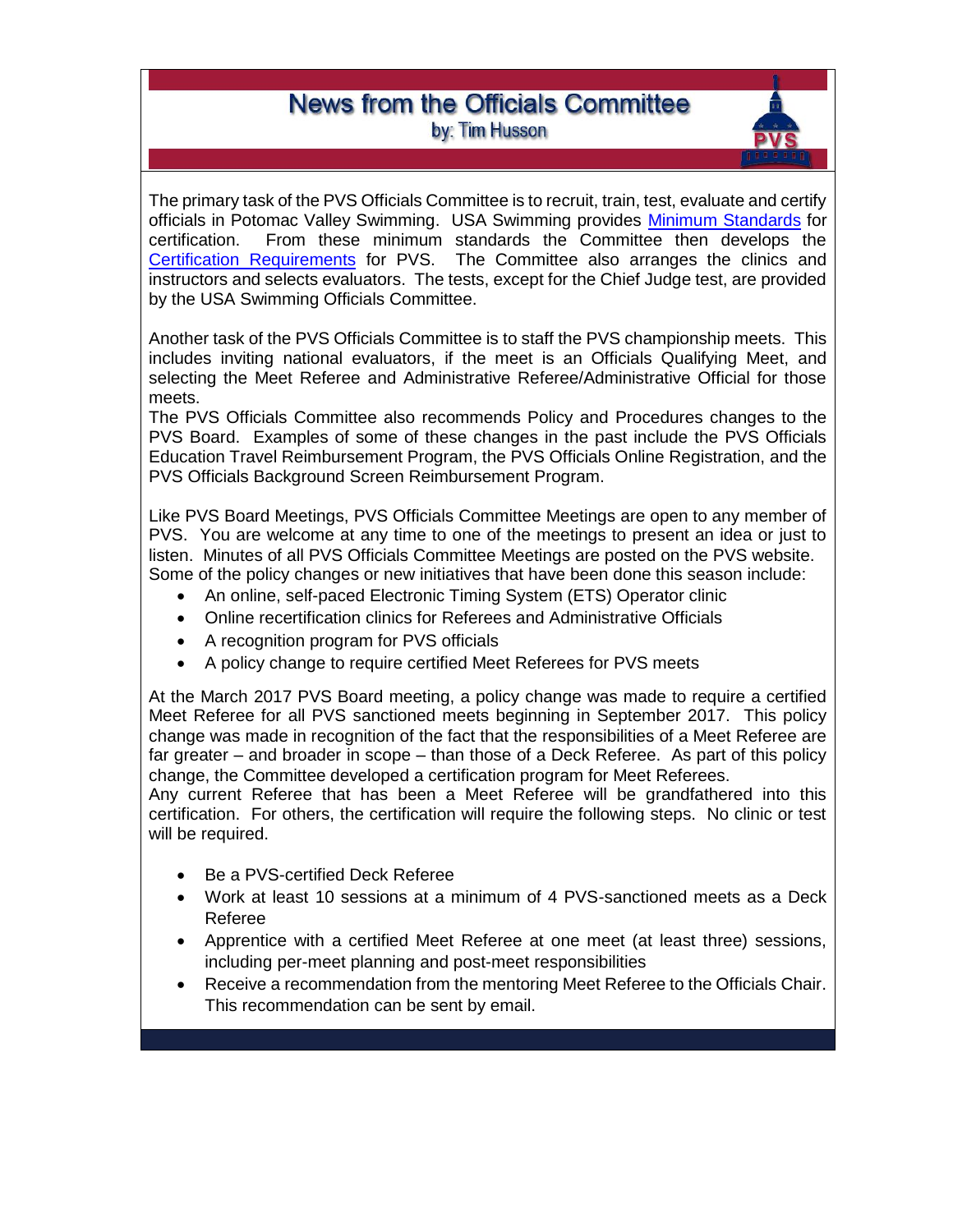# News from the Officials Committee

by: Tim Husson

The primary task of the PVS Officials Committee is to recruit, train, test, evaluate and certify officials in Potomac Valley Swimming. USA Swimming provides [Minimum Standards] for certification. From these minimum standards the Committee then develops the [Certification Requirements] for PVS. The Committee also arranges the clinics and instructors and selects evaluators. The tests, except for the Chief Judge test, are provided by the USA Swimming Officials Committee.

Another task of the PVS Officials Committee is to staff the PVS championship meets. This includes inviting national evaluators, if the meet is an Officials Qualifying Meet, and selecting the Meet Referee and Administrative Referee/Administrative Official for those meets.

The PVS Officials Committee also recommends Policy and Procedures changes to the PVS Board. Examples of some of these changes in the past include the PVS Officials Education Travel Reimbursement Program, the PVS Officials Online Registration, and the PVS Officials Background Screen Reimbursement Program.

Like PVS Board Meetings, PVS Officials Committee Meetings are open to any member of PVS. You are welcome at any time to one of the meetings to present an idea or just to listen. Minutes of all PVS Officials Committee Meetings are posted on the PVS website. Some of the policy changes or new initiatives that have been done this season include:

- An online, self-paced Electronic Timing System (ETS) Operator clinic
- Online recertification clinics for Referees and Administrative Officials
- A recognition program for PVS officials
- A policy change to require certified Meet Referees for PVS meets

At the March 2017 PVS Board meeting, a policy change was made to require a certified Meet Referee for all PVS sanctioned meets beginning in September 2017. This policy change was made in recognition of the fact that the responsibilities of a Meet Referee are far greater – and broader in scope – than those of a Deck Referee. As part of this policy change, the Committee developed a certification program for Meet Referees.

Any current Referee that has been a Meet Referee will be grandfathered into this certification. For others, the certification will require the following steps. No clinic or test will be required.

- Be a PVS-certified Deck Referee
- Work at least 10 sessions at a minimum of 4 PVS-sanctioned meets as a Deck Referee
- Apprentice with a certified Meet Referee at one meet (at least three) sessions, including per-meet planning and post-meet responsibilities
- Receive a recommendation from the mentoring Meet Referee to the Officials Chair. This recommendation can be sent by email.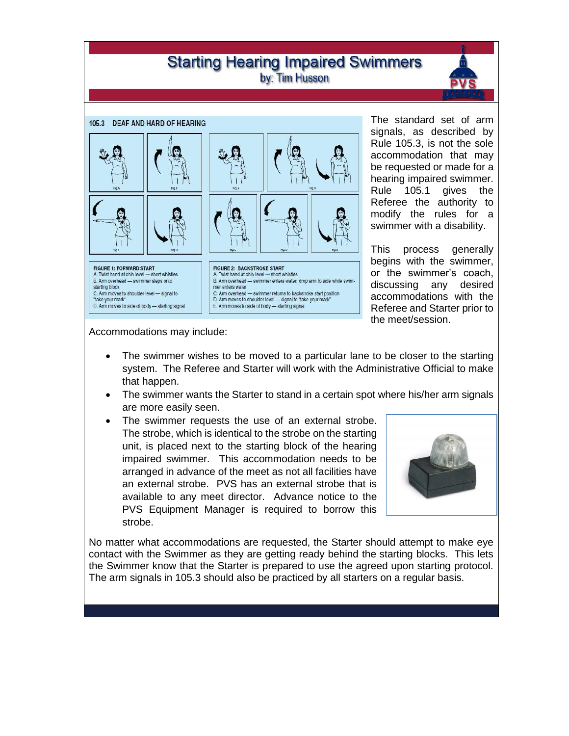# Starting Hearing Impaired Swimmers

by: Tim Husson

**105.3 DEAF AND HARD OF HEARING**

**FIGURE 1: FORWARD START**
A. Twist hand at chin level — short whistles
B. Arm overhead — swimmer steps onto starting block
C. Arm moves to shoulder level — signal to "take your mark"
D. Arm moves to side of body — starting signal

**FIGURE 2: BACKSTROKE START**
A. Twist hand at chin level — short whistles
B. Arm overhead — swimmer enters water; drop arm to side while swimmer enters water
C. Arm overhead — swimmer returns to backstroke start position
D. Arm moves to shoulder level — signal to "take your mark"
E. Arm moves to side of body — starting signal

The standard set of arm signals, as described by Rule 105.3, is not the sole accommodation that may be requested or made for a hearing impaired swimmer. Rule 105.1 gives the Referee the authority to modify the rules for a swimmer with a disability.

This process generally begins with the swimmer, or the swimmer's coach, discussing any desired accommodations with the Referee and Starter prior to the meet/session.

Accommodations may include:

- The swimmer wishes to be moved to a particular lane to be closer to the starting system. The Referee and Starter will work with the Administrative Official to make that happen.
- The swimmer wants the Starter to stand in a certain spot where his/her arm signals are more easily seen.
- The swimmer requests the use of an external strobe. The strobe, which is identical to the strobe on the starting unit, is placed next to the starting block of the hearing impaired swimmer. This accommodation needs to be arranged in advance of the meet as not all facilities have an external strobe. PVS has an external strobe that is available to any meet director. Advance notice to the PVS Equipment Manager is required to borrow this strobe.

No matter what accommodations are requested, the Starter should attempt to make eye contact with the Swimmer as they are getting ready behind the starting blocks. This lets the Swimmer know that the Starter is prepared to use the agreed upon starting protocol. The arm signals in 105.3 should also be practiced by all starters on a regular basis.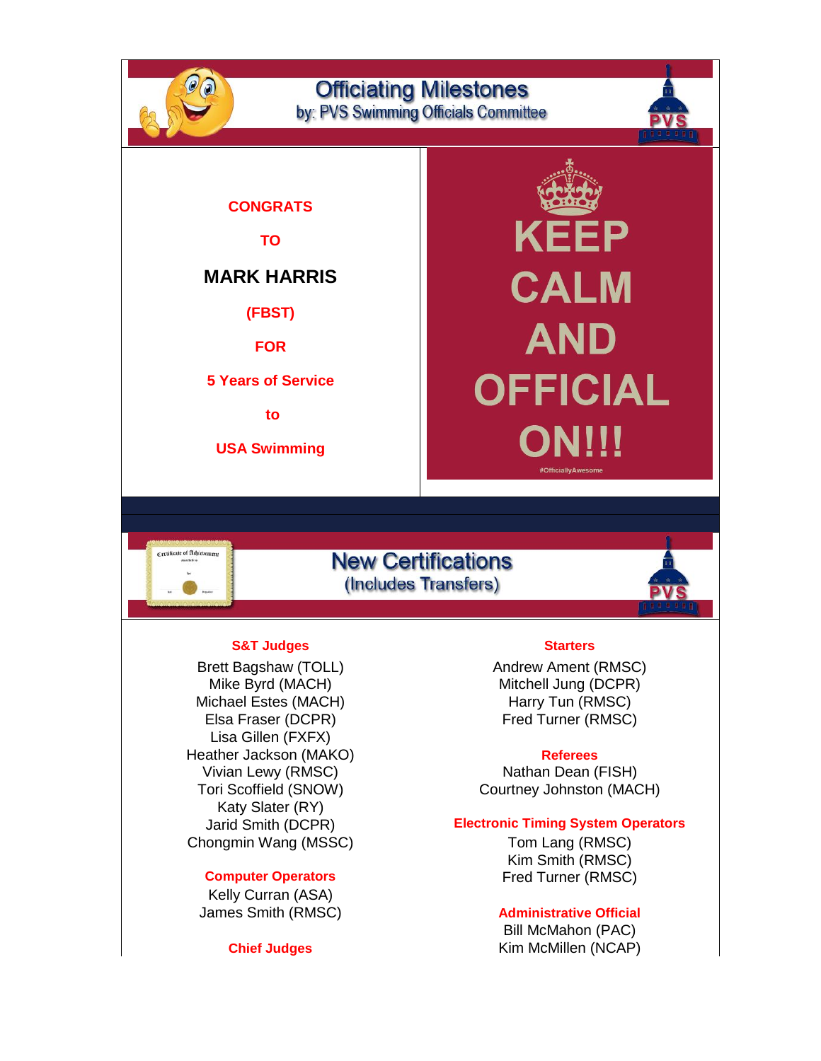# Officiating Milestones

by: PVS Swimming Officials Committee

**CONGRATS**

**TO**

**MARK HARRIS**

**(FBST)**

**FOR**

**5 Years of Service**

**to**

**USA Swimming**

KEEP CALM AND OFFICIAL ON!!!

#OfficiallyAwesome

# New Certifications

(Includes Transfers)

**S&T Judges**

Brett Bagshaw (TOLL)
Mike Byrd (MACH)
Michael Estes (MACH)
Elsa Fraser (DCPR)
Lisa Gillen (FXFX)
Heather Jackson (MAKO)
Vivian Lewy (RMSC)
Tori Scoffield (SNOW)
Katy Slater (RY)
Jarid Smith (DCPR)
Chongmin Wang (MSSC)

**Computer Operators**

Kelly Curran (ASA)
James Smith (RMSC)

**Chief Judges**

**Starters**

Andrew Ament (RMSC)
Mitchell Jung (DCPR)
Harry Tun (RMSC)
Fred Turner (RMSC)

**Referees**

Nathan Dean (FISH)
Courtney Johnston (MACH)

**Electronic Timing System Operators**

Tom Lang (RMSC)
Kim Smith (RMSC)
Fred Turner (RMSC)

**Administrative Official**

Bill McMahon (PAC)
Kim McMillen (NCAP)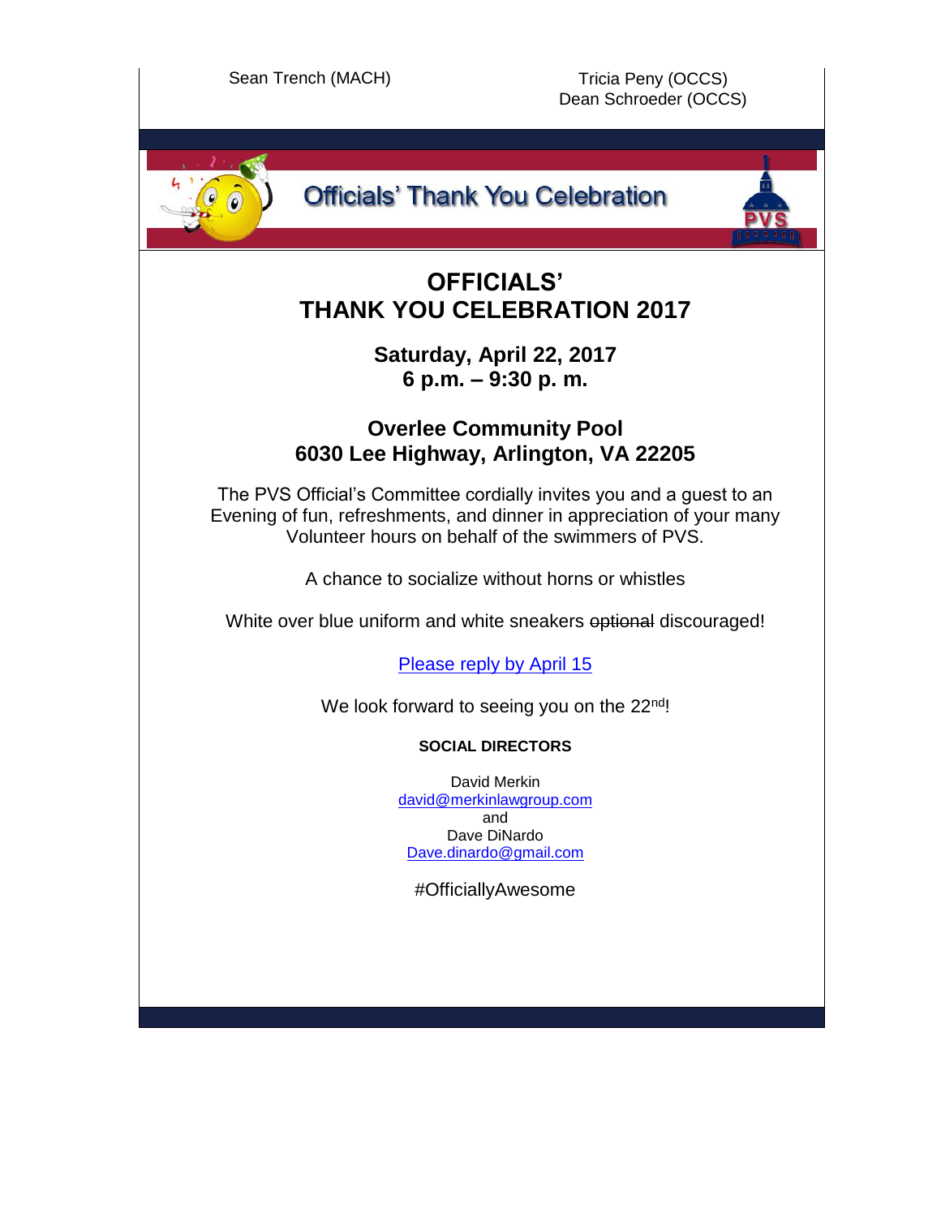Sean Trench (MACH)

Tricia Peny (OCCS)
Dean Schroeder (OCCS)

Officials' Thank You Celebration

PVS

# OFFICIALS' THANK YOU CELEBRATION 2017

**Saturday, April 22, 2017**
**6 p.m. – 9:30 p. m.**

**Overlee Community Pool**
**6030 Lee Highway, Arlington, VA 22205**

The PVS Official's Committee cordially invites you and a guest to an Evening of fun, refreshments, and dinner in appreciation of your many Volunteer hours on behalf of the swimmers of PVS.

A chance to socialize without horns or whistles

White over blue uniform and white sneakers ~~optional~~ discouraged!

Please reply by April 15

We look forward to seeing you on the 22nd!

**SOCIAL DIRECTORS**

David Merkin
david@merkinlawgroup.com
and
Dave DiNardo
Dave.dinardo@gmail.com

#OfficiallyAwesome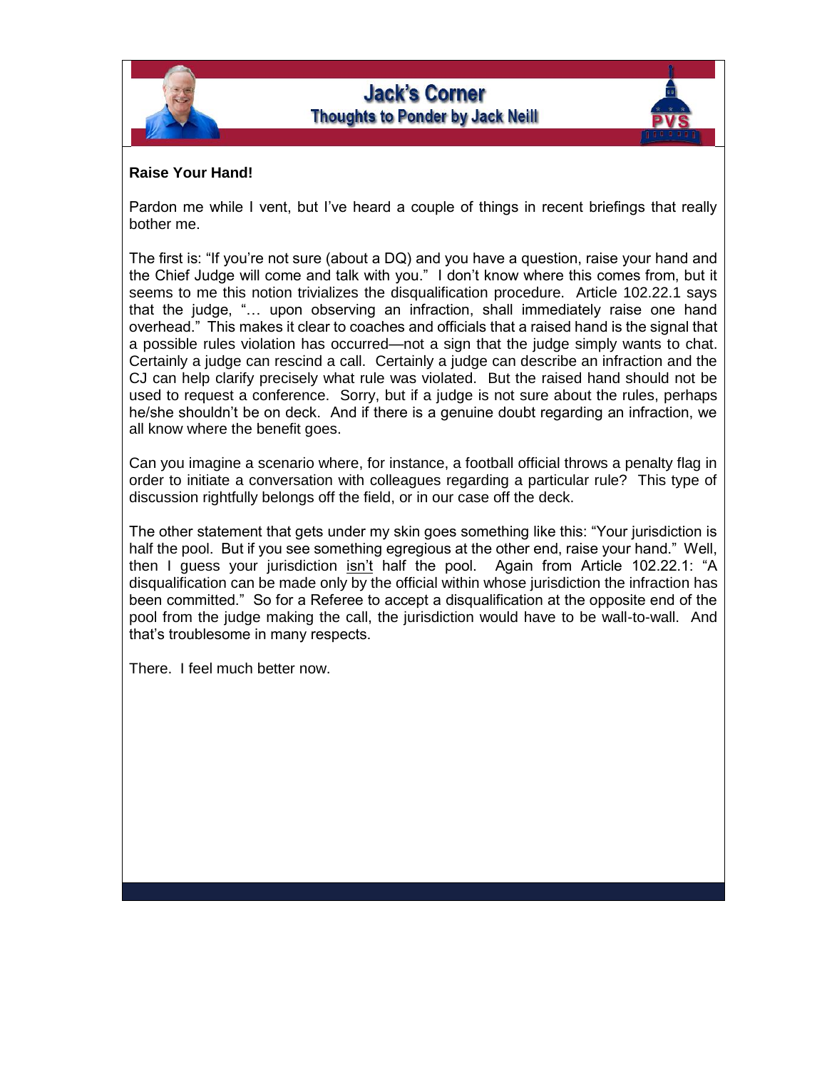# Jack's Corner

## Thoughts to Ponder by Jack Neill

**Raise Your Hand!**

Pardon me while I vent, but I've heard a couple of things in recent briefings that really bother me.

The first is: "If you're not sure (about a DQ) and you have a question, raise your hand and the Chief Judge will come and talk with you." I don't know where this comes from, but it seems to me this notion trivializes the disqualification procedure. Article 102.22.1 says that the judge, "… upon observing an infraction, shall immediately raise one hand overhead." This makes it clear to coaches and officials that a raised hand is the signal that a possible rules violation has occurred—not a sign that the judge simply wants to chat. Certainly a judge can rescind a call. Certainly a judge can describe an infraction and the CJ can help clarify precisely what rule was violated. But the raised hand should not be used to request a conference. Sorry, but if a judge is not sure about the rules, perhaps he/she shouldn't be on deck. And if there is a genuine doubt regarding an infraction, we all know where the benefit goes.

Can you imagine a scenario where, for instance, a football official throws a penalty flag in order to initiate a conversation with colleagues regarding a particular rule? This type of discussion rightfully belongs off the field, or in our case off the deck.

The other statement that gets under my skin goes something like this: "Your jurisdiction is half the pool. But if you see something egregious at the other end, raise your hand." Well, then I guess your jurisdiction isn't half the pool. Again from Article 102.22.1: "A disqualification can be made only by the official within whose jurisdiction the infraction has been committed." So for a Referee to accept a disqualification at the opposite end of the pool from the judge making the call, the jurisdiction would have to be wall-to-wall. And that's troublesome in many respects.

There. I feel much better now.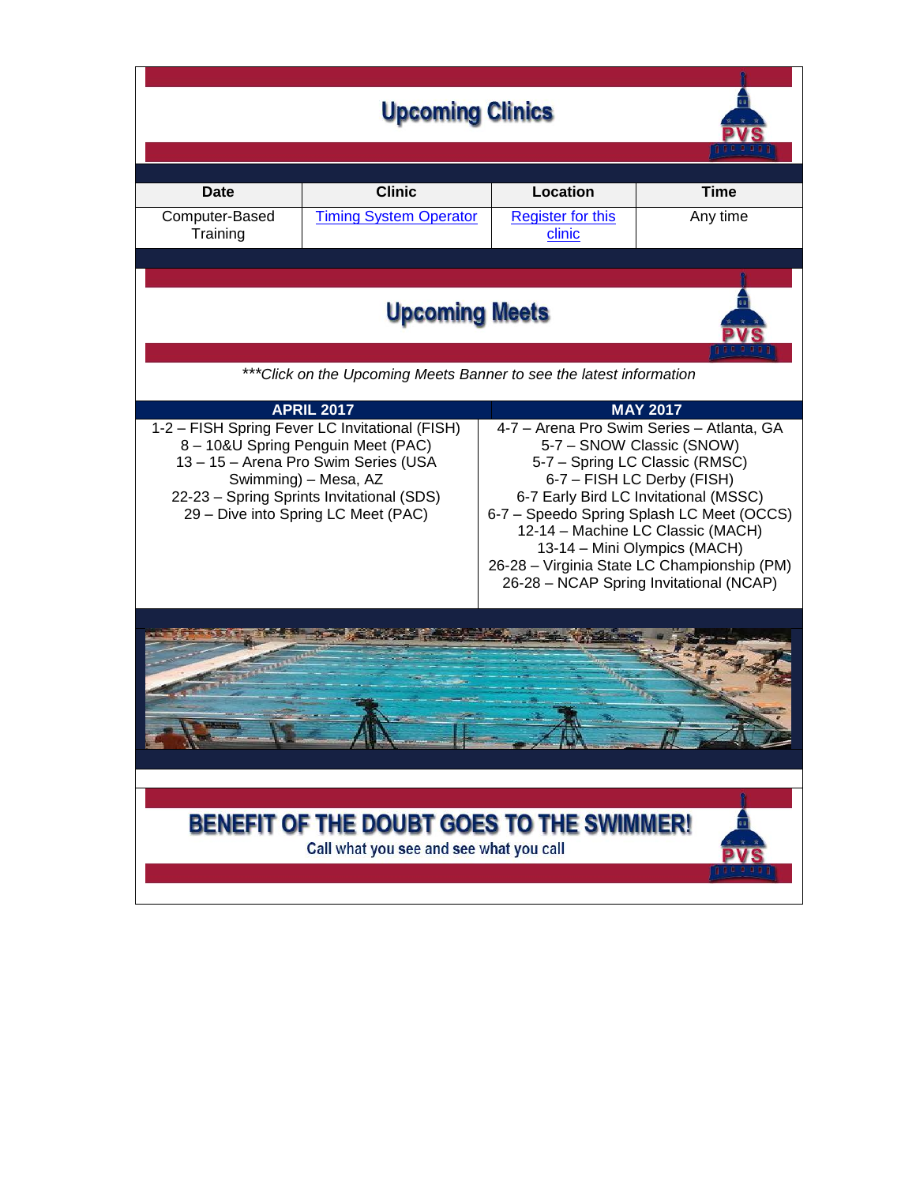## Upcoming Clinics

| Date | Clinic | Location | Time |
| --- | --- | --- | --- |
| Computer-Based Training | Timing System Operator | Register for this clinic | Any time |

## Upcoming Meets

*\*\*\*Click on the Upcoming Meets Banner to see the latest information*

| APRIL 2017 | MAY 2017 |
| --- | --- |
| 1-2 – FISH Spring Fever LC Invitational (FISH)<br>8 – 10&U Spring Penguin Meet (PAC)<br>13 – 15 – Arena Pro Swim Series (USA Swimming) – Mesa, AZ<br>22-23 – Spring Sprints Invitational (SDS)<br>29 – Dive into Spring LC Meet (PAC) | 4-7 – Arena Pro Swim Series – Atlanta, GA<br>5-7 – SNOW Classic (SNOW)<br>5-7 – Spring LC Classic (RMSC)<br>6-7 – FISH LC Derby (FISH)<br>6-7 Early Bird LC Invitational (MSSC)<br>6-7 – Speedo Spring Splash LC Meet (OCCS)<br>12-14 – Machine LC Classic (MACH)<br>13-14 – Mini Olympics (MACH)<br>26-28 – Virginia State LC Championship (PM)<br>26-28 – NCAP Spring Invitational (NCAP) |

## BENEFIT OF THE DOUBT GOES TO THE SWIMMER!

Call what you see and see what you call